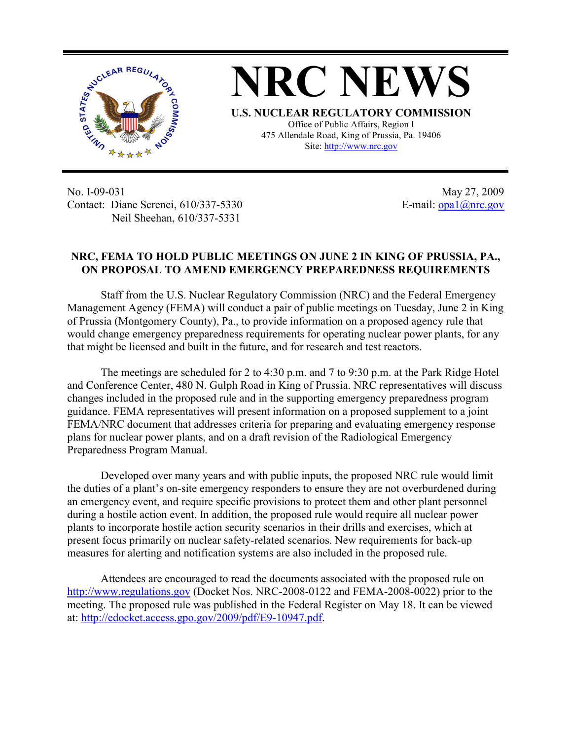# NRC NEWS

**U.S. NUCLEAR REGULATORY COMMISSION**
Office of Public Affairs, Region I
475 Allendale Road, King of Prussia, Pa. 19406
Site: http://www.nrc.gov

No. I-09-031
Contact: Diane Screnci, 610/337-5330
Neil Sheehan, 610/337-5331

May 27, 2009
E-mail: opa1@nrc.gov

## NRC, FEMA TO HOLD PUBLIC MEETINGS ON JUNE 2 IN KING OF PRUSSIA, PA., ON PROPOSAL TO AMEND EMERGENCY PREPAREDNESS REQUIREMENTS

Staff from the U.S. Nuclear Regulatory Commission (NRC) and the Federal Emergency Management Agency (FEMA) will conduct a pair of public meetings on Tuesday, June 2 in King of Prussia (Montgomery County), Pa., to provide information on a proposed agency rule that would change emergency preparedness requirements for operating nuclear power plants, for any that might be licensed and built in the future, and for research and test reactors.

The meetings are scheduled for 2 to 4:30 p.m. and 7 to 9:30 p.m. at the Park Ridge Hotel and Conference Center, 480 N. Gulph Road in King of Prussia. NRC representatives will discuss changes included in the proposed rule and in the supporting emergency preparedness program guidance. FEMA representatives will present information on a proposed supplement to a joint FEMA/NRC document that addresses criteria for preparing and evaluating emergency response plans for nuclear power plants, and on a draft revision of the Radiological Emergency Preparedness Program Manual.

Developed over many years and with public inputs, the proposed NRC rule would limit the duties of a plant's on-site emergency responders to ensure they are not overburdened during an emergency event, and require specific provisions to protect them and other plant personnel during a hostile action event. In addition, the proposed rule would require all nuclear power plants to incorporate hostile action security scenarios in their drills and exercises, which at present focus primarily on nuclear safety-related scenarios. New requirements for back-up measures for alerting and notification systems are also included in the proposed rule.

Attendees are encouraged to read the documents associated with the proposed rule on http://www.regulations.gov (Docket Nos. NRC-2008-0122 and FEMA-2008-0022) prior to the meeting. The proposed rule was published in the Federal Register on May 18. It can be viewed at: http://edocket.access.gpo.gov/2009/pdf/E9-10947.pdf.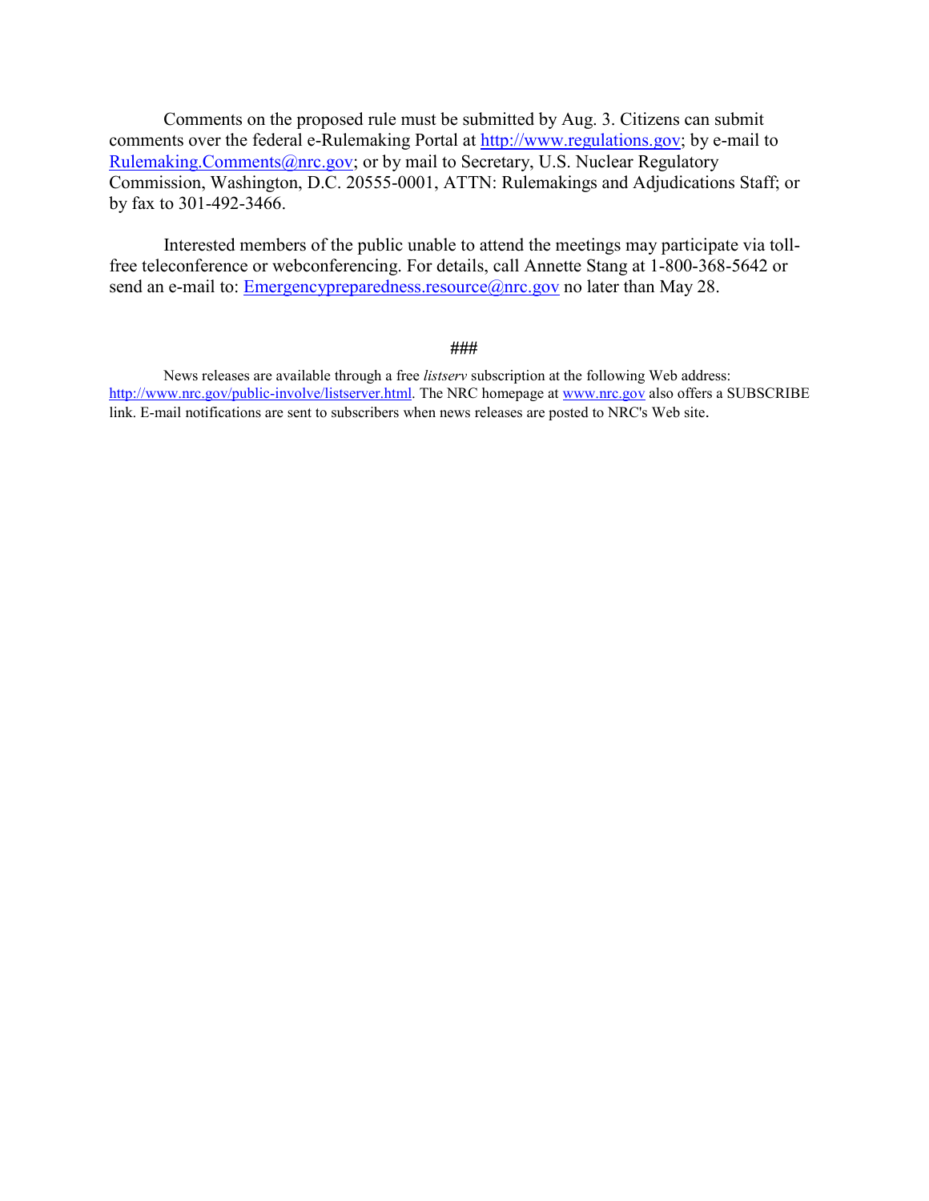Comments on the proposed rule must be submitted by Aug. 3. Citizens can submit comments over the federal e-Rulemaking Portal at http://www.regulations.gov; by e-mail to Rulemaking.Comments@nrc.gov; or by mail to Secretary, U.S. Nuclear Regulatory Commission, Washington, D.C. 20555-0001, ATTN: Rulemakings and Adjudications Staff; or by fax to 301-492-3466.

Interested members of the public unable to attend the meetings may participate via toll-free teleconference or webconferencing. For details, call Annette Stang at 1-800-368-5642 or send an e-mail to: Emergencypreparedness.resource@nrc.gov no later than May 28.

###

News releases are available through a free *listserv* subscription at the following Web address: http://www.nrc.gov/public-involve/listserver.html. The NRC homepage at www.nrc.gov also offers a SUBSCRIBE link. E-mail notifications are sent to subscribers when news releases are posted to NRC's Web site.